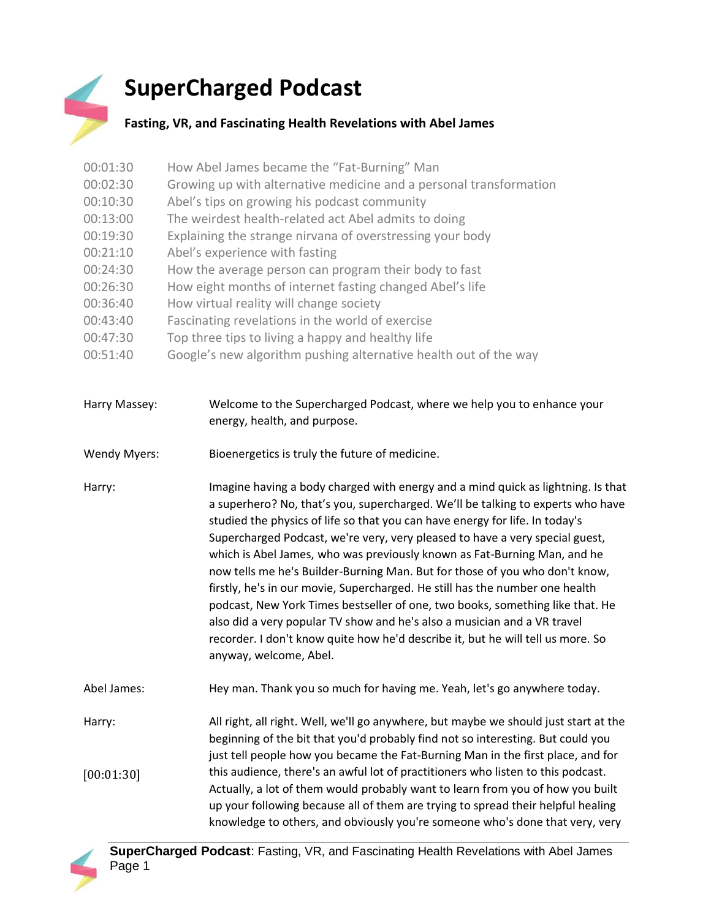# SuperCharged Podcast

### Fasting, VR, and Fascinating Health Revelations with Abel James

| | |
|---|---|
| 00:01:30 | How Abel James became the "Fat-Burning" Man |
| 00:02:30 | Growing up with alternative medicine and a personal transformation |
| 00:10:30 | Abel's tips on growing his podcast community |
| 00:13:00 | The weirdest health-related act Abel admits to doing |
| 00:19:30 | Explaining the strange nirvana of overstressing your body |
| 00:21:10 | Abel's experience with fasting |
| 00:24:30 | How the average person can program their body to fast |
| 00:26:30 | How eight months of internet fasting changed Abel's life |
| 00:36:40 | How virtual reality will change society |
| 00:43:40 | Fascinating revelations in the world of exercise |
| 00:47:30 | Top three tips to living a happy and healthy life |
| 00:51:40 | Google's new algorithm pushing alternative health out of the way |

**Harry Massey:** Welcome to the Supercharged Podcast, where we help you to enhance your energy, health, and purpose.

**Wendy Myers:** Bioenergetics is truly the future of medicine.

**Harry:** Imagine having a body charged with energy and a mind quick as lightning. Is that a superhero? No, that's you, supercharged. We'll be talking to experts who have studied the physics of life so that you can have energy for life. In today's Supercharged Podcast, we're very, very pleased to have a very special guest, which is Abel James, who was previously known as Fat-Burning Man, and he now tells me he's Builder-Burning Man. But for those of you who don't know, firstly, he's in our movie, Supercharged. He still has the number one health podcast, New York Times bestseller of one, two books, something like that. He also did a very popular TV show and he's also a musician and a VR travel recorder. I don't know quite how he'd describe it, but he will tell us more. So anyway, welcome, Abel.

**Abel James:** Hey man. Thank you so much for having me. Yeah, let's go anywhere today.

**Harry:** All right, all right. Well, we'll go anywhere, but maybe we should just start at the beginning of the bit that you'd probably find not so interesting. But could you just tell people how you became the Fat-Burning Man in the first place, and for this audience, there's an awful lot of practitioners who listen to this podcast. Actually, a lot of them would probably want to learn from you of how you built up your following because all of them are trying to spread their helpful healing knowledge to others, and obviously you're someone who's done that very, very

[00:01:30]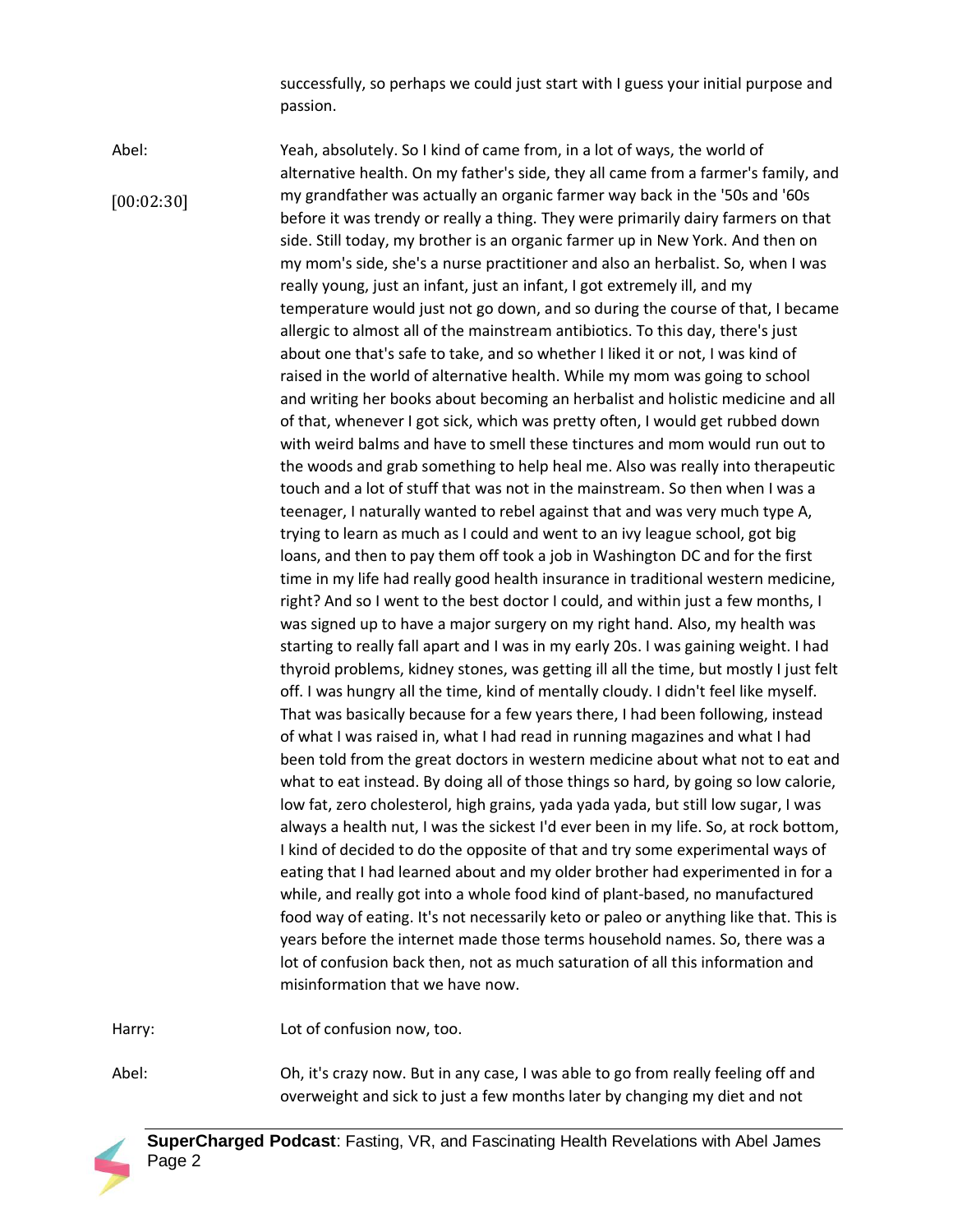successfully, so perhaps we could just start with I guess your initial purpose and passion.

Abel: [00:02:30] Yeah, absolutely. So I kind of came from, in a lot of ways, the world of alternative health. On my father's side, they all came from a farmer's family, and my grandfather was actually an organic farmer way back in the '50s and '60s before it was trendy or really a thing. They were primarily dairy farmers on that side. Still today, my brother is an organic farmer up in New York. And then on my mom's side, she's a nurse practitioner and also an herbalist. So, when I was really young, just an infant, just an infant, I got extremely ill, and my temperature would just not go down, and so during the course of that, I became allergic to almost all of the mainstream antibiotics. To this day, there's just about one that's safe to take, and so whether I liked it or not, I was kind of raised in the world of alternative health. While my mom was going to school and writing her books about becoming an herbalist and holistic medicine and all of that, whenever I got sick, which was pretty often, I would get rubbed down with weird balms and have to smell these tinctures and mom would run out to the woods and grab something to help heal me. Also was really into therapeutic touch and a lot of stuff that was not in the mainstream. So then when I was a teenager, I naturally wanted to rebel against that and was very much type A, trying to learn as much as I could and went to an ivy league school, got big loans, and then to pay them off took a job in Washington DC and for the first time in my life had really good health insurance in traditional western medicine, right? And so I went to the best doctor I could, and within just a few months, I was signed up to have a major surgery on my right hand. Also, my health was starting to really fall apart and I was in my early 20s. I was gaining weight. I had thyroid problems, kidney stones, was getting ill all the time, but mostly I just felt off. I was hungry all the time, kind of mentally cloudy. I didn't feel like myself. That was basically because for a few years there, I had been following, instead of what I was raised in, what I had read in running magazines and what I had been told from the great doctors in western medicine about what not to eat and what to eat instead. By doing all of those things so hard, by going so low calorie, low fat, zero cholesterol, high grains, yada yada yada, but still low sugar, I was always a health nut, I was the sickest I'd ever been in my life. So, at rock bottom, I kind of decided to do the opposite of that and try some experimental ways of eating that I had learned about and my older brother had experimented in for a while, and really got into a whole food kind of plant-based, no manufactured food way of eating. It's not necessarily keto or paleo or anything like that. This is years before the internet made those terms household names. So, there was a lot of confusion back then, not as much saturation of all this information and misinformation that we have now.

Harry: Lot of confusion now, too.

Abel: Oh, it's crazy now. But in any case, I was able to go from really feeling off and overweight and sick to just a few months later by changing my diet and not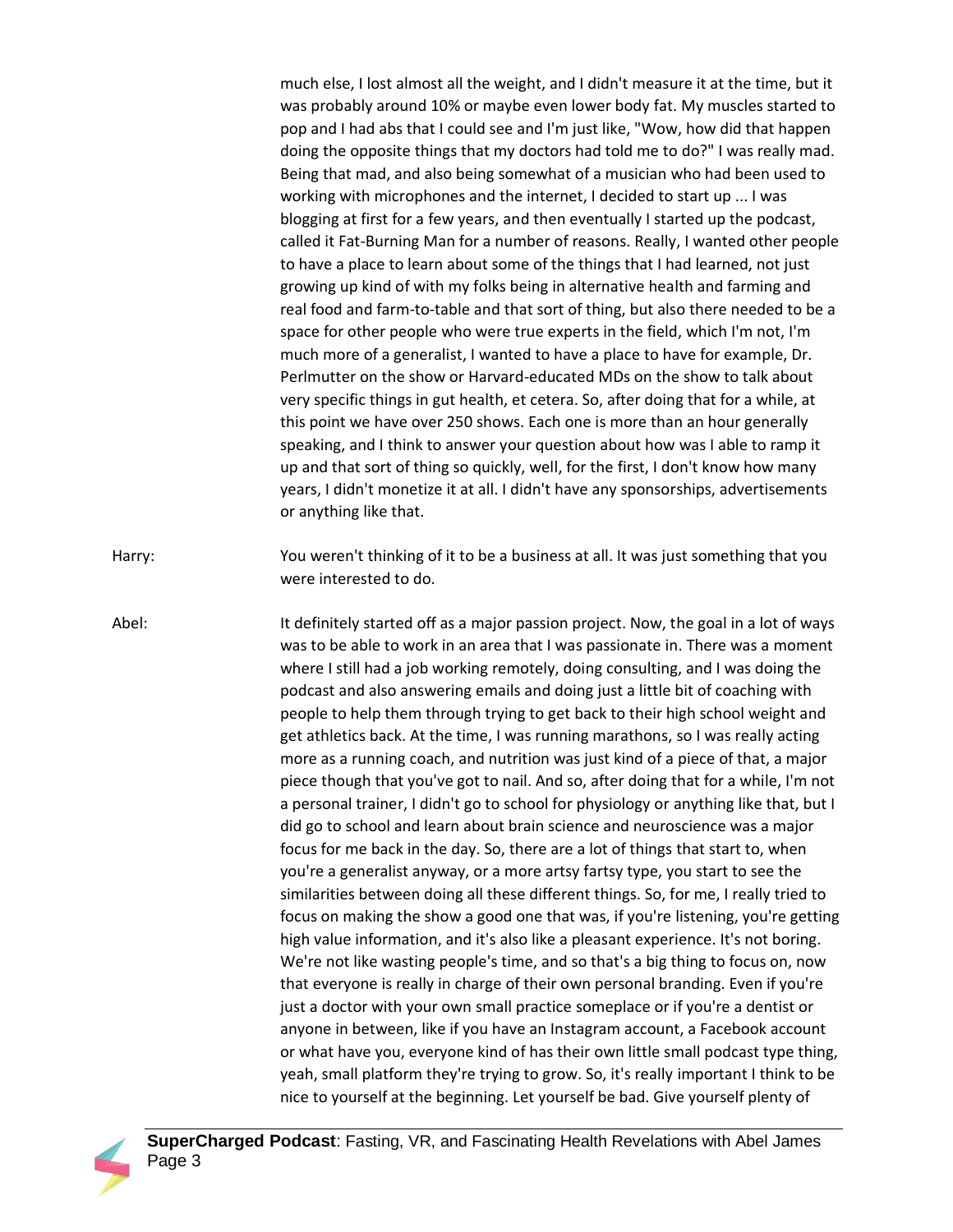much else, I lost almost all the weight, and I didn't measure it at the time, but it was probably around 10% or maybe even lower body fat. My muscles started to pop and I had abs that I could see and I'm just like, "Wow, how did that happen doing the opposite things that my doctors had told me to do?" I was really mad. Being that mad, and also being somewhat of a musician who had been used to working with microphones and the internet, I decided to start up ... I was blogging at first for a few years, and then eventually I started up the podcast, called it Fat-Burning Man for a number of reasons. Really, I wanted other people to have a place to learn about some of the things that I had learned, not just growing up kind of with my folks being in alternative health and farming and real food and farm-to-table and that sort of thing, but also there needed to be a space for other people who were true experts in the field, which I'm not, I'm much more of a generalist, I wanted to have a place to have for example, Dr. Perlmutter on the show or Harvard-educated MDs on the show to talk about very specific things in gut health, et cetera. So, after doing that for a while, at this point we have over 250 shows. Each one is more than an hour generally speaking, and I think to answer your question about how was I able to ramp it up and that sort of thing so quickly, well, for the first, I don't know how many years, I didn't monetize it at all. I didn't have any sponsorships, advertisements or anything like that.

Harry: You weren't thinking of it to be a business at all. It was just something that you were interested to do.

Abel: It definitely started off as a major passion project. Now, the goal in a lot of ways was to be able to work in an area that I was passionate in. There was a moment where I still had a job working remotely, doing consulting, and I was doing the podcast and also answering emails and doing just a little bit of coaching with people to help them through trying to get back to their high school weight and get athletics back. At the time, I was running marathons, so I was really acting more as a running coach, and nutrition was just kind of a piece of that, a major piece though that you've got to nail. And so, after doing that for a while, I'm not a personal trainer, I didn't go to school for physiology or anything like that, but I did go to school and learn about brain science and neuroscience was a major focus for me back in the day. So, there are a lot of things that start to, when you're a generalist anyway, or a more artsy fartsy type, you start to see the similarities between doing all these different things. So, for me, I really tried to focus on making the show a good one that was, if you're listening, you're getting high value information, and it's also like a pleasant experience. It's not boring. We're not like wasting people's time, and so that's a big thing to focus on, now that everyone is really in charge of their own personal branding. Even if you're just a doctor with your own small practice someplace or if you're a dentist or anyone in between, like if you have an Instagram account, a Facebook account or what have you, everyone kind of has their own little small podcast type thing, yeah, small platform they're trying to grow. So, it's really important I think to be nice to yourself at the beginning. Let yourself be bad. Give yourself plenty of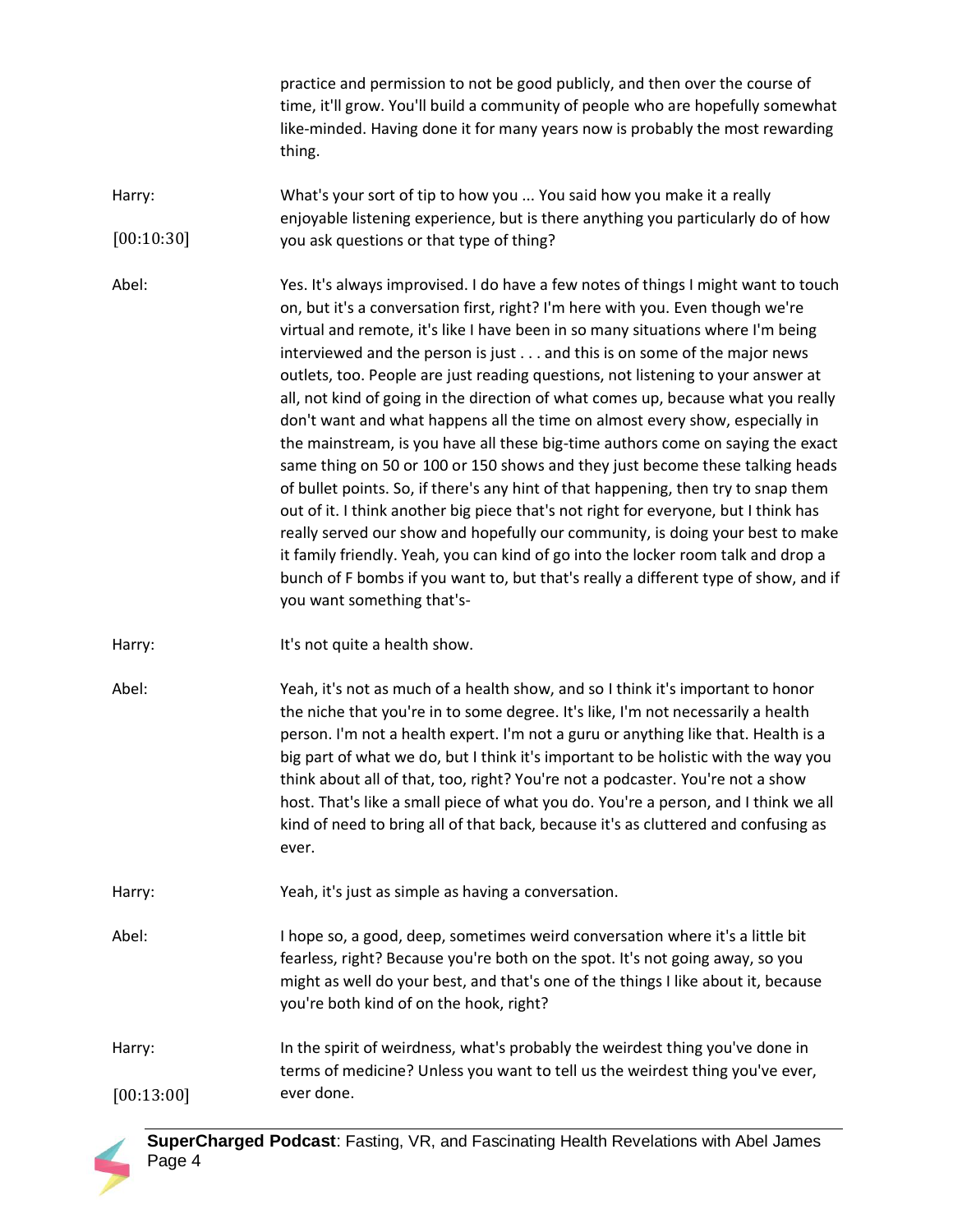practice and permission to not be good publicly, and then over the course of time, it'll grow. You'll build a community of people who are hopefully somewhat like-minded. Having done it for many years now is probably the most rewarding thing.

Harry: [00:10:30] What's your sort of tip to how you ... You said how you make it a really enjoyable listening experience, but is there anything you particularly do of how you ask questions or that type of thing?

Abel: Yes. It's always improvised. I do have a few notes of things I might want to touch on, but it's a conversation first, right? I'm here with you. Even though we're virtual and remote, it's like I have been in so many situations where I'm being interviewed and the person is just . . . and this is on some of the major news outlets, too. People are just reading questions, not listening to your answer at all, not kind of going in the direction of what comes up, because what you really don't want and what happens all the time on almost every show, especially in the mainstream, is you have all these big-time authors come on saying the exact same thing on 50 or 100 or 150 shows and they just become these talking heads of bullet points. So, if there's any hint of that happening, then try to snap them out of it. I think another big piece that's not right for everyone, but I think has really served our show and hopefully our community, is doing your best to make it family friendly. Yeah, you can kind of go into the locker room talk and drop a bunch of F bombs if you want to, but that's really a different type of show, and if you want something that's-

Harry: It's not quite a health show.

Abel: Yeah, it's not as much of a health show, and so I think it's important to honor the niche that you're in to some degree. It's like, I'm not necessarily a health person. I'm not a health expert. I'm not a guru or anything like that. Health is a big part of what we do, but I think it's important to be holistic with the way you think about all of that, too, right? You're not a podcaster. You're not a show host. That's like a small piece of what you do. You're a person, and I think we all kind of need to bring all of that back, because it's as cluttered and confusing as ever.

Harry: Yeah, it's just as simple as having a conversation.

Abel: I hope so, a good, deep, sometimes weird conversation where it's a little bit fearless, right? Because you're both on the spot. It's not going away, so you might as well do your best, and that's one of the things I like about it, because you're both kind of on the hook, right?

Harry: [00:13:00] In the spirit of weirdness, what's probably the weirdest thing you've done in terms of medicine? Unless you want to tell us the weirdest thing you've ever, ever done.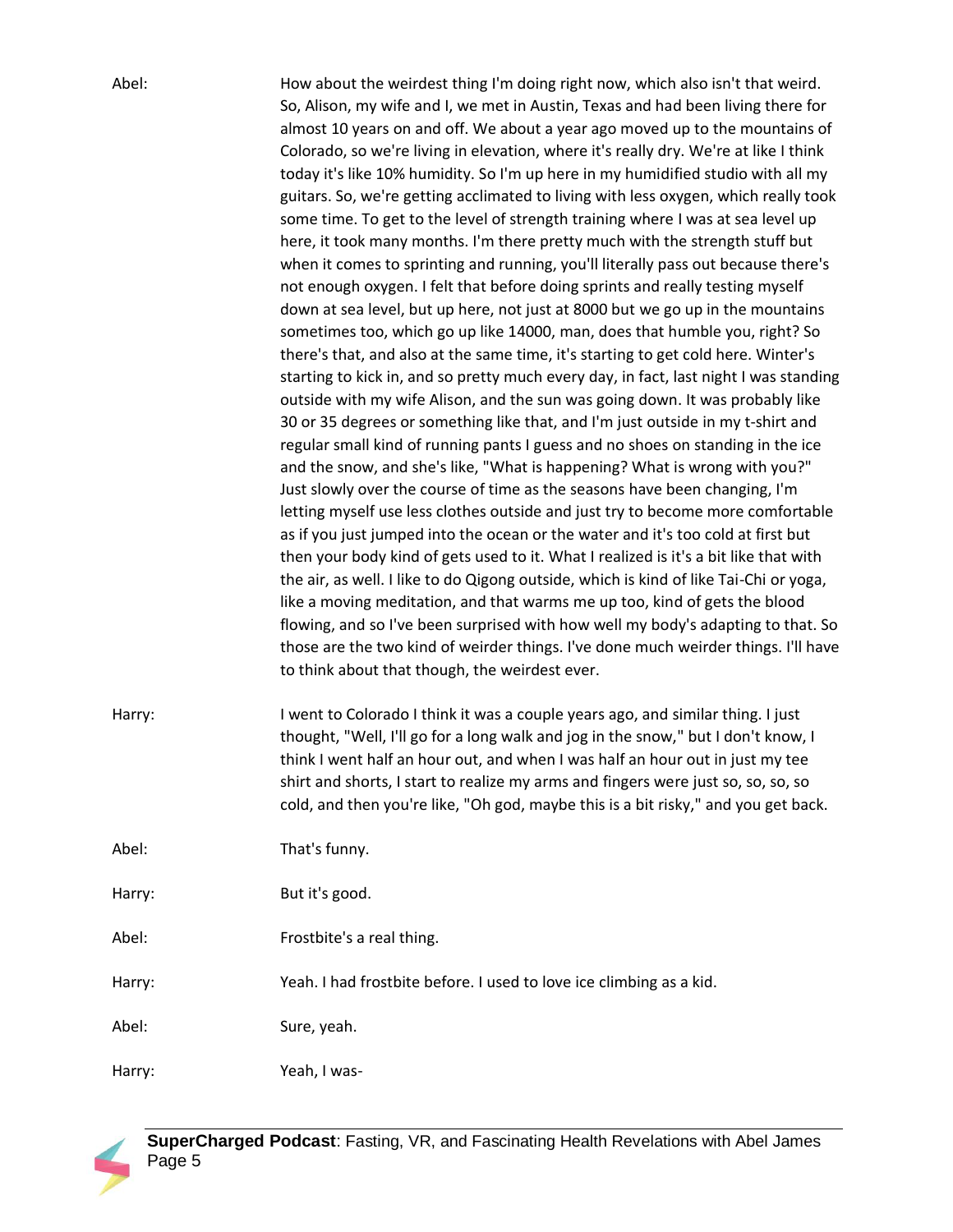**Abel:** How about the weirdest thing I'm doing right now, which also isn't that weird. So, Alison, my wife and I, we met in Austin, Texas and had been living there for almost 10 years on and off. We about a year ago moved up to the mountains of Colorado, so we're living in elevation, where it's really dry. We're at like I think today it's like 10% humidity. So I'm up here in my humidified studio with all my guitars. So, we're getting acclimated to living with less oxygen, which really took some time. To get to the level of strength training where I was at sea level up here, it took many months. I'm there pretty much with the strength stuff but when it comes to sprinting and running, you'll literally pass out because there's not enough oxygen. I felt that before doing sprints and really testing myself down at sea level, but up here, not just at 8000 but we go up in the mountains sometimes too, which go up like 14000, man, does that humble you, right? So there's that, and also at the same time, it's starting to get cold here. Winter's starting to kick in, and so pretty much every day, in fact, last night I was standing outside with my wife Alison, and the sun was going down. It was probably like 30 or 35 degrees or something like that, and I'm just outside in my t-shirt and regular small kind of running pants I guess and no shoes on standing in the ice and the snow, and she's like, "What is happening? What is wrong with you?" Just slowly over the course of time as the seasons have been changing, I'm letting myself use less clothes outside and just try to become more comfortable as if you just jumped into the ocean or the water and it's too cold at first but then your body kind of gets used to it. What I realized is it's a bit like that with the air, as well. I like to do Qigong outside, which is kind of like Tai-Chi or yoga, like a moving meditation, and that warms me up too, kind of gets the blood flowing, and so I've been surprised with how well my body's adapting to that. So those are the two kind of weirder things. I've done much weirder things. I'll have to think about that though, the weirdest ever.

**Harry:** I went to Colorado I think it was a couple years ago, and similar thing. I just thought, "Well, I'll go for a long walk and jog in the snow," but I don't know, I think I went half an hour out, and when I was half an hour out in just my tee shirt and shorts, I start to realize my arms and fingers were just so, so, so, so cold, and then you're like, "Oh god, maybe this is a bit risky," and you get back.

**Abel:** That's funny.

**Harry:** But it's good.

**Abel:** Frostbite's a real thing.

**Harry:** Yeah. I had frostbite before. I used to love ice climbing as a kid.

**Abel:** Sure, yeah.

**Harry:** Yeah, I was-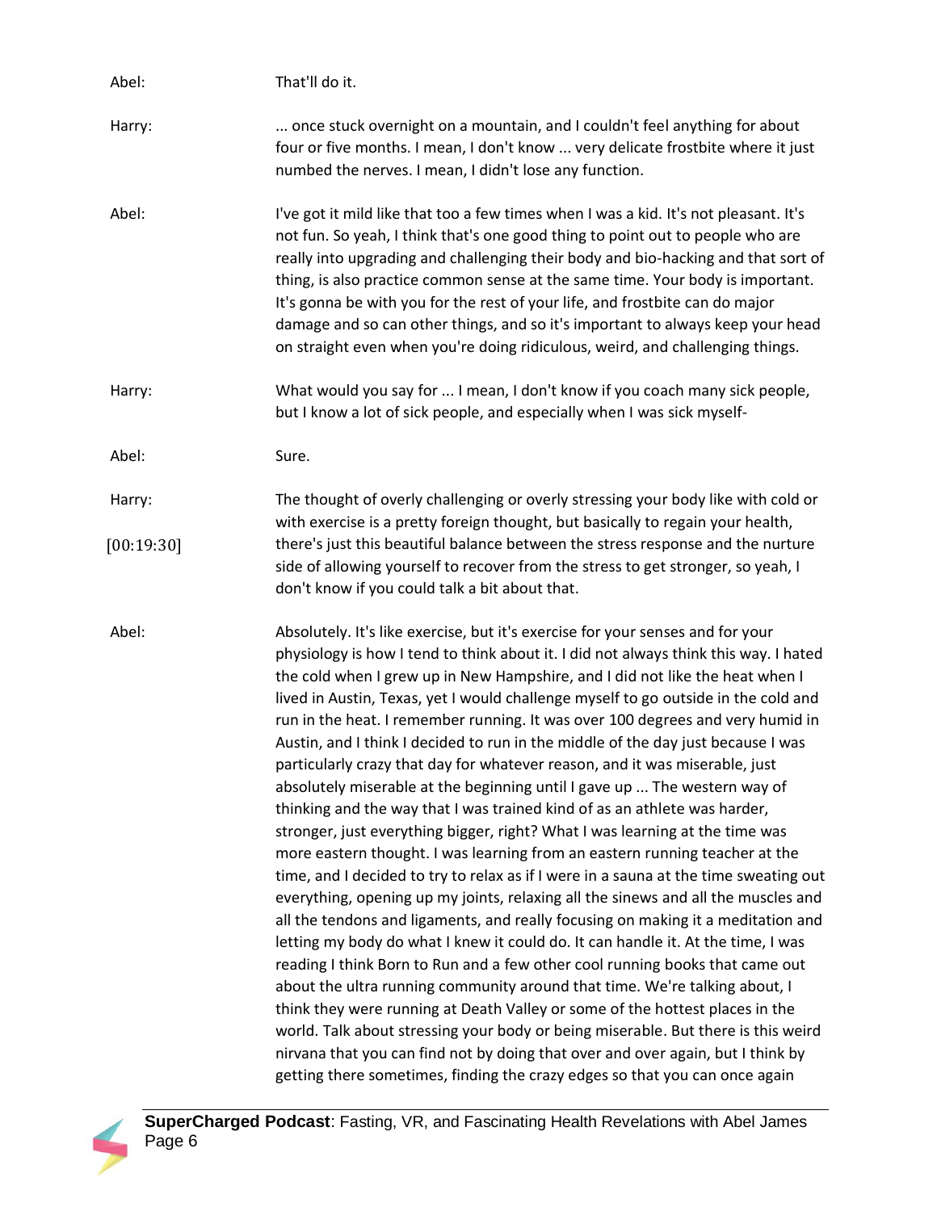Abel: That'll do it.

Harry: ... once stuck overnight on a mountain, and I couldn't feel anything for about four or five months. I mean, I don't know ... very delicate frostbite where it just numbed the nerves. I mean, I didn't lose any function.

Abel: I've got it mild like that too a few times when I was a kid. It's not pleasant. It's not fun. So yeah, I think that's one good thing to point out to people who are really into upgrading and challenging their body and bio-hacking and that sort of thing, is also practice common sense at the same time. Your body is important. It's gonna be with you for the rest of your life, and frostbite can do major damage and so can other things, and so it's important to always keep your head on straight even when you're doing ridiculous, weird, and challenging things.

Harry: What would you say for ... I mean, I don't know if you coach many sick people, but I know a lot of sick people, and especially when I was sick myself-

Abel: Sure.

Harry: The thought of overly challenging or overly stressing your body like with cold or with exercise is a pretty foreign thought, but basically to regain your health,

[00:19:30]

there's just this beautiful balance between the stress response and the nurture side of allowing yourself to recover from the stress to get stronger, so yeah, I don't know if you could talk a bit about that.

Abel: Absolutely. It's like exercise, but it's exercise for your senses and for your physiology is how I tend to think about it. I did not always think this way. I hated the cold when I grew up in New Hampshire, and I did not like the heat when I lived in Austin, Texas, yet I would challenge myself to go outside in the cold and run in the heat. I remember running. It was over 100 degrees and very humid in Austin, and I think I decided to run in the middle of the day just because I was particularly crazy that day for whatever reason, and it was miserable, just absolutely miserable at the beginning until I gave up ... The western way of thinking and the way that I was trained kind of as an athlete was harder, stronger, just everything bigger, right? What I was learning at the time was more eastern thought. I was learning from an eastern running teacher at the time, and I decided to try to relax as if I were in a sauna at the time sweating out everything, opening up my joints, relaxing all the sinews and all the muscles and all the tendons and ligaments, and really focusing on making it a meditation and letting my body do what I knew it could do. It can handle it. At the time, I was reading I think Born to Run and a few other cool running books that came out about the ultra running community around that time. We're talking about, I think they were running at Death Valley or some of the hottest places in the world. Talk about stressing your body or being miserable. But there is this weird nirvana that you can find not by doing that over and over again, but I think by getting there sometimes, finding the crazy edges so that you can once again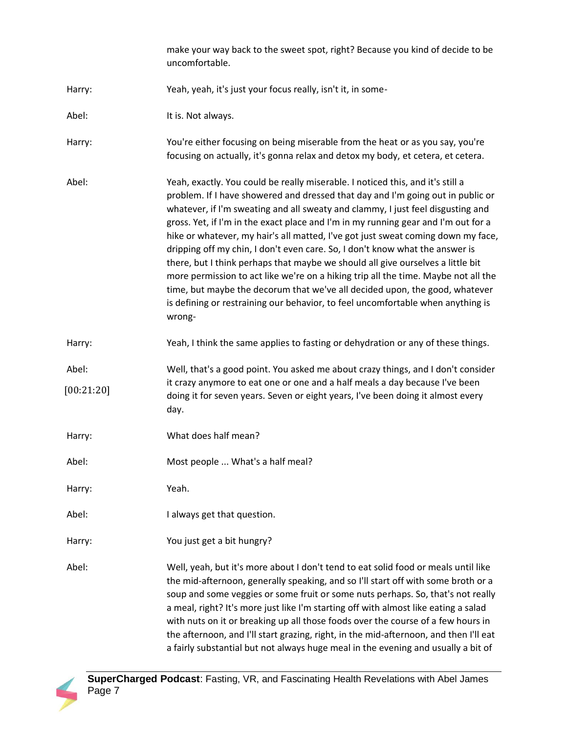make your way back to the sweet spot, right? Because you kind of decide to be uncomfortable.

Harry: Yeah, yeah, it's just your focus really, isn't it, in some-

Abel: It is. Not always.

Harry: You're either focusing on being miserable from the heat or as you say, you're focusing on actually, it's gonna relax and detox my body, et cetera, et cetera.

Abel: Yeah, exactly. You could be really miserable. I noticed this, and it's still a problem. If I have showered and dressed that day and I'm going out in public or whatever, if I'm sweating and all sweaty and clammy, I just feel disgusting and gross. Yet, if I'm in the exact place and I'm in my running gear and I'm out for a hike or whatever, my hair's all matted, I've got just sweat coming down my face, dripping off my chin, I don't even care. So, I don't know what the answer is there, but I think perhaps that maybe we should all give ourselves a little bit more permission to act like we're on a hiking trip all the time. Maybe not all the time, but maybe the decorum that we've all decided upon, the good, whatever is defining or restraining our behavior, to feel uncomfortable when anything is wrong-

Harry: Yeah, I think the same applies to fasting or dehydration or any of these things.

Abel: [00:21:20] Well, that's a good point. You asked me about crazy things, and I don't consider it crazy anymore to eat one or one and a half meals a day because I've been doing it for seven years. Seven or eight years, I've been doing it almost every day.

Harry: What does half mean?

Abel: Most people ... What's a half meal?

Harry: Yeah.

Abel: I always get that question.

Harry: You just get a bit hungry?

Abel: Well, yeah, but it's more about I don't tend to eat solid food or meals until like the mid-afternoon, generally speaking, and so I'll start off with some broth or a soup and some veggies or some fruit or some nuts perhaps. So, that's not really a meal, right? It's more just like I'm starting off with almost like eating a salad with nuts on it or breaking up all those foods over the course of a few hours in the afternoon, and I'll start grazing, right, in the mid-afternoon, and then I'll eat a fairly substantial but not always huge meal in the evening and usually a bit of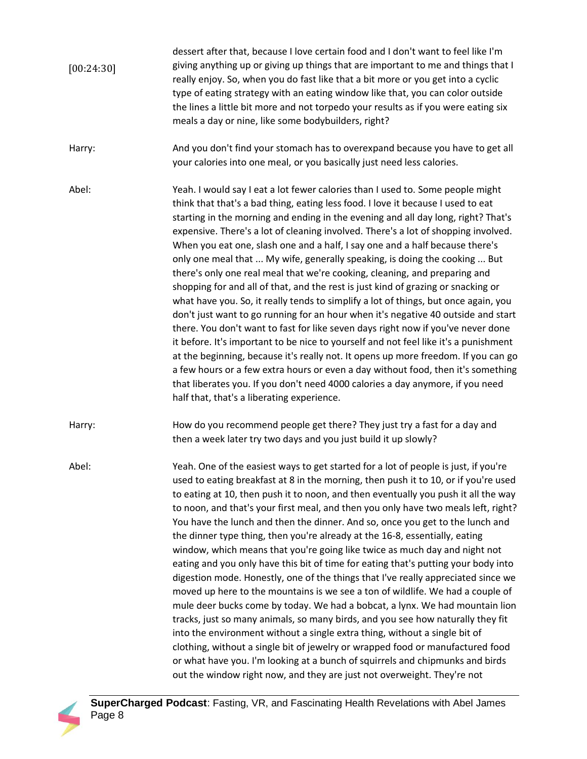[00:24:30] dessert after that, because I love certain food and I don't want to feel like I'm giving anything up or giving up things that are important to me and things that I really enjoy. So, when you do fast like that a bit more or you get into a cyclic type of eating strategy with an eating window like that, you can color outside the lines a little bit more and not torpedo your results as if you were eating six meals a day or nine, like some bodybuilders, right?

Harry: And you don't find your stomach has to overexpand because you have to get all your calories into one meal, or you basically just need less calories.

Abel: Yeah. I would say I eat a lot fewer calories than I used to. Some people might think that that's a bad thing, eating less food. I love it because I used to eat starting in the morning and ending in the evening and all day long, right? That's expensive. There's a lot of cleaning involved. There's a lot of shopping involved. When you eat one, slash one and a half, I say one and a half because there's only one meal that ... My wife, generally speaking, is doing the cooking ... But there's only one real meal that we're cooking, cleaning, and preparing and shopping for and all of that, and the rest is just kind of grazing or snacking or what have you. So, it really tends to simplify a lot of things, but once again, you don't just want to go running for an hour when it's negative 40 outside and start there. You don't want to fast for like seven days right now if you've never done it before. It's important to be nice to yourself and not feel like it's a punishment at the beginning, because it's really not. It opens up more freedom. If you can go a few hours or a few extra hours or even a day without food, then it's something that liberates you. If you don't need 4000 calories a day anymore, if you need half that, that's a liberating experience.

Harry: How do you recommend people get there? They just try a fast for a day and then a week later try two days and you just build it up slowly?

Abel: Yeah. One of the easiest ways to get started for a lot of people is just, if you're used to eating breakfast at 8 in the morning, then push it to 10, or if you're used to eating at 10, then push it to noon, and then eventually you push it all the way to noon, and that's your first meal, and then you only have two meals left, right? You have the lunch and then the dinner. And so, once you get to the lunch and the dinner type thing, then you're already at the 16-8, essentially, eating window, which means that you're going like twice as much day and night not eating and you only have this bit of time for eating that's putting your body into digestion mode. Honestly, one of the things that I've really appreciated since we moved up here to the mountains is we see a ton of wildlife. We had a couple of mule deer bucks come by today. We had a bobcat, a lynx. We had mountain lion tracks, just so many animals, so many birds, and you see how naturally they fit into the environment without a single extra thing, without a single bit of clothing, without a single bit of jewelry or wrapped food or manufactured food or what have you. I'm looking at a bunch of squirrels and chipmunks and birds out the window right now, and they are just not overweight. They're not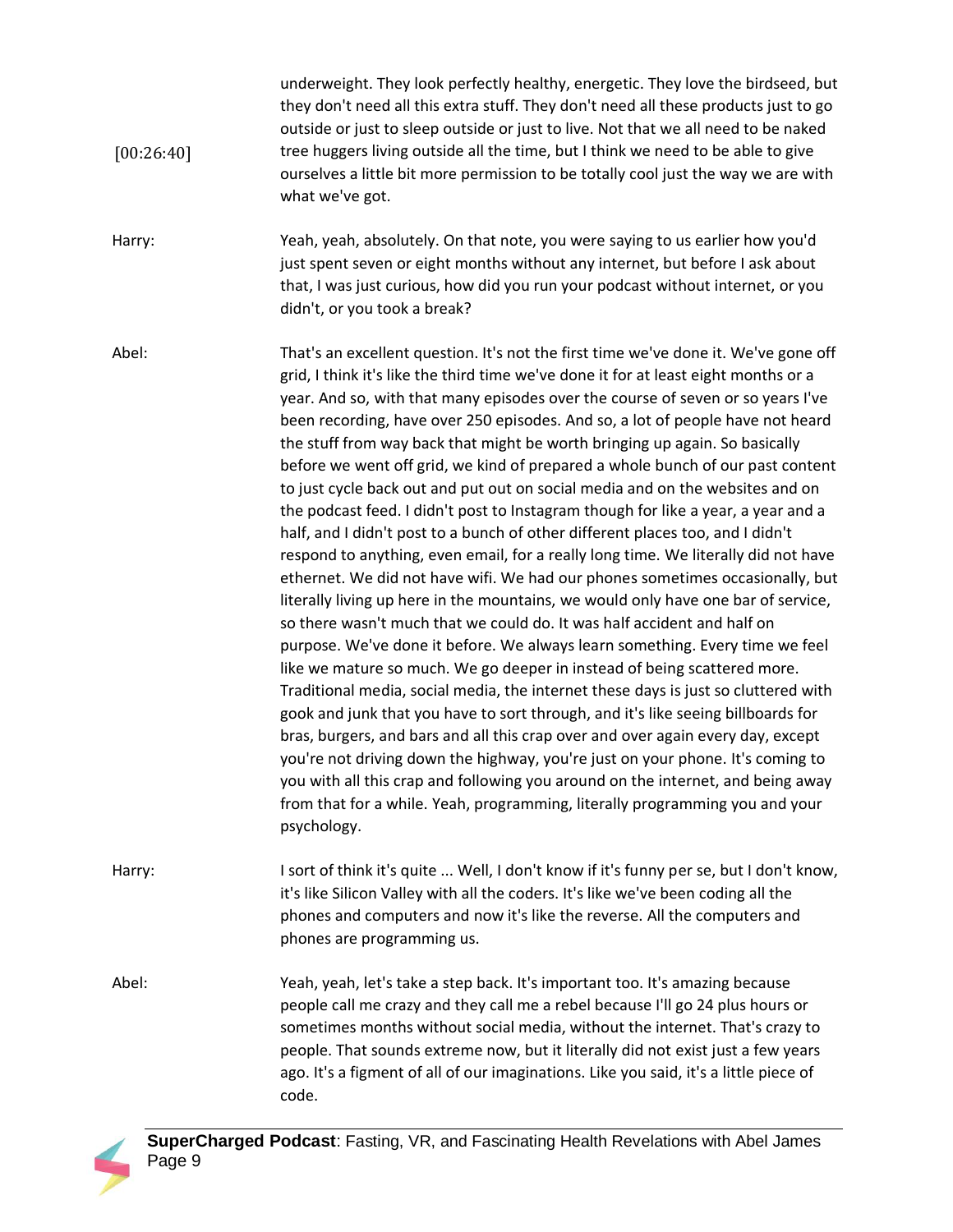[00:26:40] underweight. They look perfectly healthy, energetic. They love the birdseed, but they don't need all this extra stuff. They don't need all these products just to go outside or just to sleep outside or just to live. Not that we all need to be naked tree huggers living outside all the time, but I think we need to be able to give ourselves a little bit more permission to be totally cool just the way we are with what we've got.

Harry: Yeah, yeah, absolutely. On that note, you were saying to us earlier how you'd just spent seven or eight months without any internet, but before I ask about that, I was just curious, how did you run your podcast without internet, or you didn't, or you took a break?

Abel: That's an excellent question. It's not the first time we've done it. We've gone off grid, I think it's like the third time we've done it for at least eight months or a year. And so, with that many episodes over the course of seven or so years I've been recording, have over 250 episodes. And so, a lot of people have not heard the stuff from way back that might be worth bringing up again. So basically before we went off grid, we kind of prepared a whole bunch of our past content to just cycle back out and put out on social media and on the websites and on the podcast feed. I didn't post to Instagram though for like a year, a year and a half, and I didn't post to a bunch of other different places too, and I didn't respond to anything, even email, for a really long time. We literally did not have ethernet. We did not have wifi. We had our phones sometimes occasionally, but literally living up here in the mountains, we would only have one bar of service, so there wasn't much that we could do. It was half accident and half on purpose. We've done it before. We always learn something. Every time we feel like we mature so much. We go deeper in instead of being scattered more. Traditional media, social media, the internet these days is just so cluttered with gook and junk that you have to sort through, and it's like seeing billboards for bras, burgers, and bars and all this crap over and over again every day, except you're not driving down the highway, you're just on your phone. It's coming to you with all this crap and following you around on the internet, and being away from that for a while. Yeah, programming, literally programming you and your psychology.

Harry: I sort of think it's quite ... Well, I don't know if it's funny per se, but I don't know, it's like Silicon Valley with all the coders. It's like we've been coding all the phones and computers and now it's like the reverse. All the computers and phones are programming us.

Abel: Yeah, yeah, let's take a step back. It's important too. It's amazing because people call me crazy and they call me a rebel because I'll go 24 plus hours or sometimes months without social media, without the internet. That's crazy to people. That sounds extreme now, but it literally did not exist just a few years ago. It's a figment of all of our imaginations. Like you said, it's a little piece of code.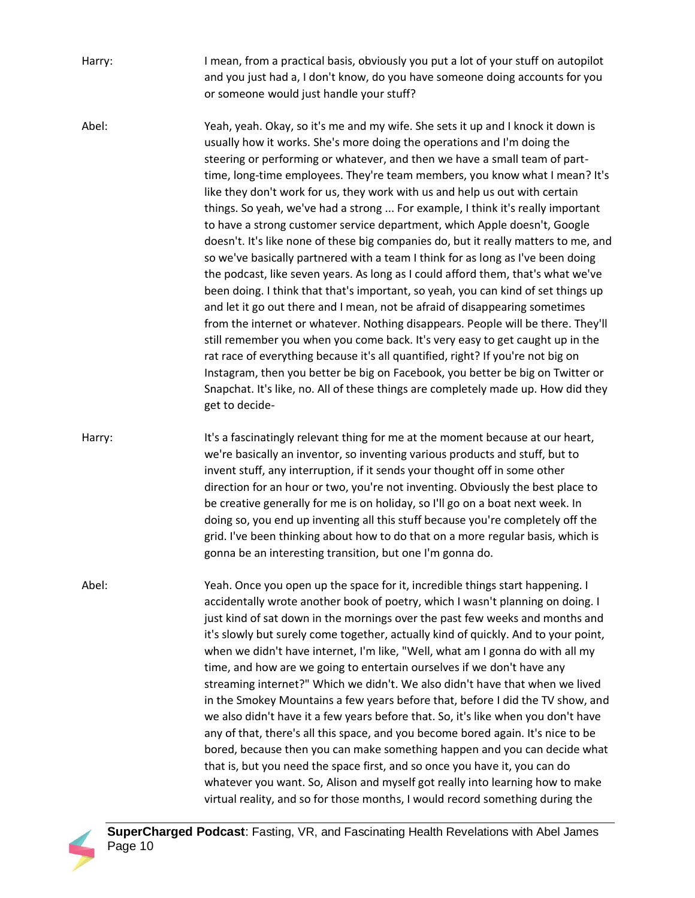Harry: I mean, from a practical basis, obviously you put a lot of your stuff on autopilot and you just had a, I don't know, do you have someone doing accounts for you or someone would just handle your stuff?

Abel: Yeah, yeah. Okay, so it's me and my wife. She sets it up and I knock it down is usually how it works. She's more doing the operations and I'm doing the steering or performing or whatever, and then we have a small team of part-time, long-time employees. They're team members, you know what I mean? It's like they don't work for us, they work with us and help us out with certain things. So yeah, we've had a strong ... For example, I think it's really important to have a strong customer service department, which Apple doesn't, Google doesn't. It's like none of these big companies do, but it really matters to me, and so we've basically partnered with a team I think for as long as I've been doing the podcast, like seven years. As long as I could afford them, that's what we've been doing. I think that that's important, so yeah, you can kind of set things up and let it go out there and I mean, not be afraid of disappearing sometimes from the internet or whatever. Nothing disappears. People will be there. They'll still remember you when you come back. It's very easy to get caught up in the rat race of everything because it's all quantified, right? If you're not big on Instagram, then you better be big on Facebook, you better be big on Twitter or Snapchat. It's like, no. All of these things are completely made up. How did they get to decide-

Harry: It's a fascinatingly relevant thing for me at the moment because at our heart, we're basically an inventor, so inventing various products and stuff, but to invent stuff, any interruption, if it sends your thought off in some other direction for an hour or two, you're not inventing. Obviously the best place to be creative generally for me is on holiday, so I'll go on a boat next week. In doing so, you end up inventing all this stuff because you're completely off the grid. I've been thinking about how to do that on a more regular basis, which is gonna be an interesting transition, but one I'm gonna do.

Abel: Yeah. Once you open up the space for it, incredible things start happening. I accidentally wrote another book of poetry, which I wasn't planning on doing. I just kind of sat down in the mornings over the past few weeks and months and it's slowly but surely come together, actually kind of quickly. And to your point, when we didn't have internet, I'm like, "Well, what am I gonna do with all my time, and how are we going to entertain ourselves if we don't have any streaming internet?" Which we didn't. We also didn't have that when we lived in the Smokey Mountains a few years before that, before I did the TV show, and we also didn't have it a few years before that. So, it's like when you don't have any of that, there's all this space, and you become bored again. It's nice to be bored, because then you can make something happen and you can decide what that is, but you need the space first, and so once you have it, you can do whatever you want. So, Alison and myself got really into learning how to make virtual reality, and so for those months, I would record something during the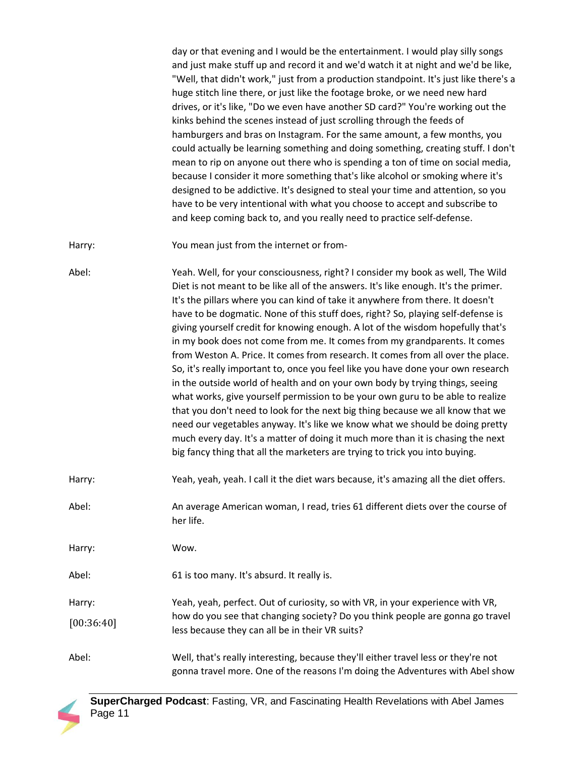day or that evening and I would be the entertainment. I would play silly songs and just make stuff up and record it and we'd watch it at night and we'd be like, "Well, that didn't work," just from a production standpoint. It's just like there's a huge stitch line there, or just like the footage broke, or we need new hard drives, or it's like, "Do we even have another SD card?" You're working out the kinks behind the scenes instead of just scrolling through the feeds of hamburgers and bras on Instagram. For the same amount, a few months, you could actually be learning something and doing something, creating stuff. I don't mean to rip on anyone out there who is spending a ton of time on social media, because I consider it more something that's like alcohol or smoking where it's designed to be addictive. It's designed to steal your time and attention, so you have to be very intentional with what you choose to accept and subscribe to and keep coming back to, and you really need to practice self-defense.

Harry: You mean just from the internet or from-

Abel: Yeah. Well, for your consciousness, right? I consider my book as well, The Wild Diet is not meant to be like all of the answers. It's like enough. It's the primer. It's the pillars where you can kind of take it anywhere from there. It doesn't have to be dogmatic. None of this stuff does, right? So, playing self-defense is giving yourself credit for knowing enough. A lot of the wisdom hopefully that's in my book does not come from me. It comes from my grandparents. It comes from Weston A. Price. It comes from research. It comes from all over the place. So, it's really important to, once you feel like you have done your own research in the outside world of health and on your own body by trying things, seeing what works, give yourself permission to be your own guru to be able to realize that you don't need to look for the next big thing because we all know that we need our vegetables anyway. It's like we know what we should be doing pretty much every day. It's a matter of doing it much more than it is chasing the next big fancy thing that all the marketers are trying to trick you into buying.

Harry: Yeah, yeah, yeah. I call it the diet wars because, it's amazing all the diet offers.

Abel: An average American woman, I read, tries 61 different diets over the course of her life.

Harry: Wow.

Abel: 61 is too many. It's absurd. It really is.

Harry: [00:36:40] Yeah, yeah, perfect. Out of curiosity, so with VR, in your experience with VR, how do you see that changing society? Do you think people are gonna go travel less because they can all be in their VR suits?

Abel: Well, that's really interesting, because they'll either travel less or they're not gonna travel more. One of the reasons I'm doing the Adventures with Abel show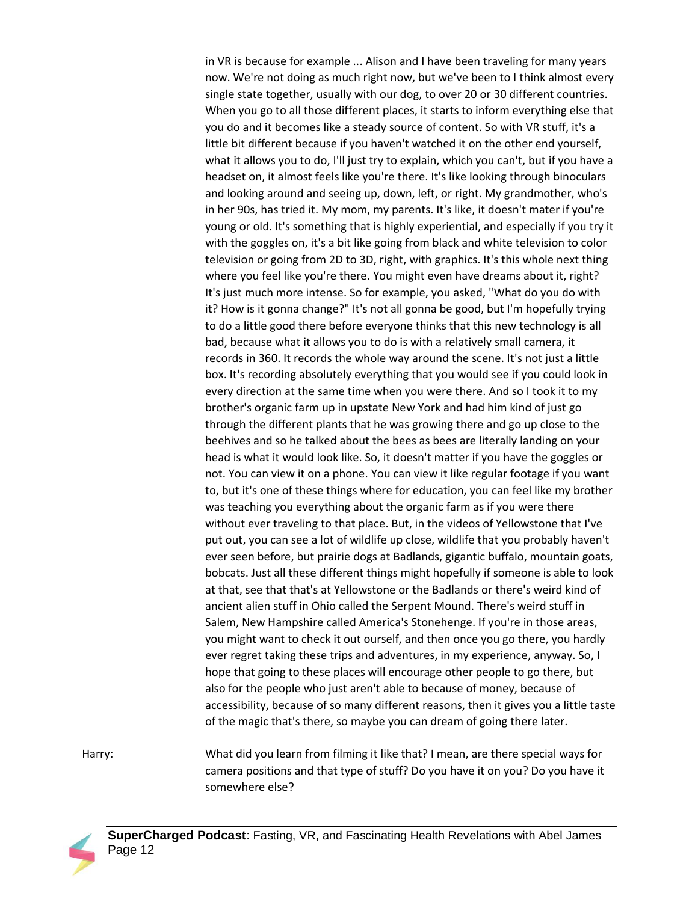in VR is because for example ... Alison and I have been traveling for many years now. We're not doing as much right now, but we've been to I think almost every single state together, usually with our dog, to over 20 or 30 different countries. When you go to all those different places, it starts to inform everything else that you do and it becomes like a steady source of content. So with VR stuff, it's a little bit different because if you haven't watched it on the other end yourself, what it allows you to do, I'll just try to explain, which you can't, but if you have a headset on, it almost feels like you're there. It's like looking through binoculars and looking around and seeing up, down, left, or right. My grandmother, who's in her 90s, has tried it. My mom, my parents. It's like, it doesn't mater if you're young or old. It's something that is highly experiential, and especially if you try it with the goggles on, it's a bit like going from black and white television to color television or going from 2D to 3D, right, with graphics. It's this whole next thing where you feel like you're there. You might even have dreams about it, right? It's just much more intense. So for example, you asked, "What do you do with it? How is it gonna change?" It's not all gonna be good, but I'm hopefully trying to do a little good there before everyone thinks that this new technology is all bad, because what it allows you to do is with a relatively small camera, it records in 360. It records the whole way around the scene. It's not just a little box. It's recording absolutely everything that you would see if you could look in every direction at the same time when you were there. And so I took it to my brother's organic farm up in upstate New York and had him kind of just go through the different plants that he was growing there and go up close to the beehives and so he talked about the bees as bees are literally landing on your head is what it would look like. So, it doesn't matter if you have the goggles or not. You can view it on a phone. You can view it like regular footage if you want to, but it's one of these things where for education, you can feel like my brother was teaching you everything about the organic farm as if you were there without ever traveling to that place. But, in the videos of Yellowstone that I've put out, you can see a lot of wildlife up close, wildlife that you probably haven't ever seen before, but prairie dogs at Badlands, gigantic buffalo, mountain goats, bobcats. Just all these different things might hopefully if someone is able to look at that, see that that's at Yellowstone or the Badlands or there's weird kind of ancient alien stuff in Ohio called the Serpent Mound. There's weird stuff in Salem, New Hampshire called America's Stonehenge. If you're in those areas, you might want to check it out ourself, and then once you go there, you hardly ever regret taking these trips and adventures, in my experience, anyway. So, I hope that going to these places will encourage other people to go there, but also for the people who just aren't able to because of money, because of accessibility, because of so many different reasons, then it gives you a little taste of the magic that's there, so maybe you can dream of going there later.

Harry: What did you learn from filming it like that? I mean, are there special ways for camera positions and that type of stuff? Do you have it on you? Do you have it somewhere else?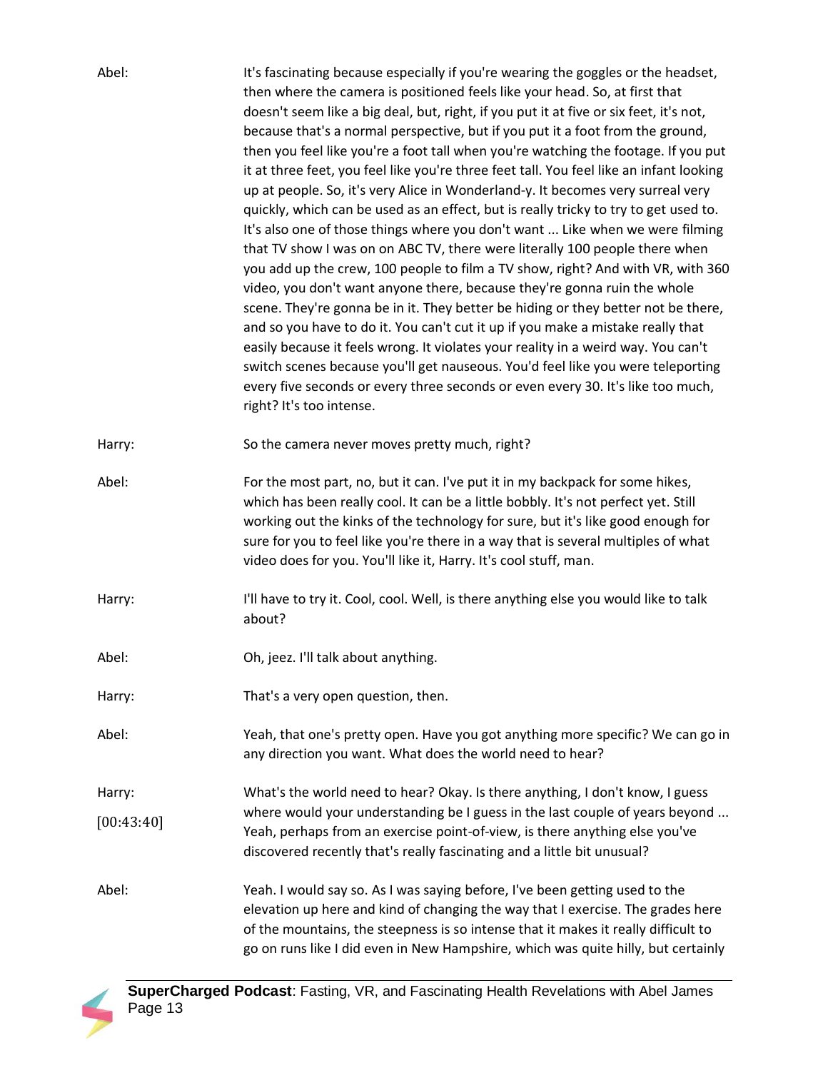**Abel:** It's fascinating because especially if you're wearing the goggles or the headset, then where the camera is positioned feels like your head. So, at first that doesn't seem like a big deal, but, right, if you put it at five or six feet, it's not, because that's a normal perspective, but if you put it a foot from the ground, then you feel like you're a foot tall when you're watching the footage. If you put it at three feet, you feel like you're three feet tall. You feel like an infant looking up at people. So, it's very Alice in Wonderland-y. It becomes very surreal very quickly, which can be used as an effect, but is really tricky to try to get used to. It's also one of those things where you don't want ... Like when we were filming that TV show I was on on ABC TV, there were literally 100 people there when you add up the crew, 100 people to film a TV show, right? And with VR, with 360 video, you don't want anyone there, because they're gonna ruin the whole scene. They're gonna be in it. They better be hiding or they better not be there, and so you have to do it. You can't cut it up if you make a mistake really that easily because it feels wrong. It violates your reality in a weird way. You can't switch scenes because you'll get nauseous. You'd feel like you were teleporting every five seconds or every three seconds or even every 30. It's like too much, right? It's too intense.

**Harry:** So the camera never moves pretty much, right?

**Abel:** For the most part, no, but it can. I've put it in my backpack for some hikes, which has been really cool. It can be a little bobbly. It's not perfect yet. Still working out the kinks of the technology for sure, but it's like good enough for sure for you to feel like you're there in a way that is several multiples of what video does for you. You'll like it, Harry. It's cool stuff, man.

**Harry:** I'll have to try it. Cool, cool. Well, is there anything else you would like to talk about?

**Abel:** Oh, jeez. I'll talk about anything.

**Harry:** That's a very open question, then.

**Abel:** Yeah, that one's pretty open. Have you got anything more specific? We can go in any direction you want. What does the world need to hear?

**Harry:** [00:43:40] What's the world need to hear? Okay. Is there anything, I don't know, I guess where would your understanding be I guess in the last couple of years beyond ... Yeah, perhaps from an exercise point-of-view, is there anything else you've discovered recently that's really fascinating and a little bit unusual?

**Abel:** Yeah. I would say so. As I was saying before, I've been getting used to the elevation up here and kind of changing the way that I exercise. The grades here of the mountains, the steepness is so intense that it makes it really difficult to go on runs like I did even in New Hampshire, which was quite hilly, but certainly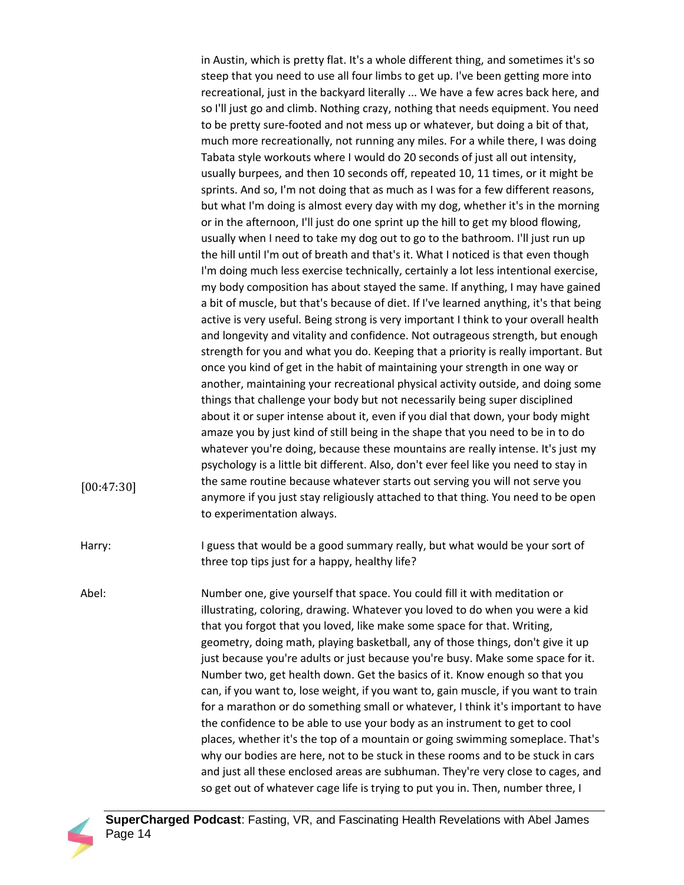in Austin, which is pretty flat. It's a whole different thing, and sometimes it's so steep that you need to use all four limbs to get up. I've been getting more into recreational, just in the backyard literally ... We have a few acres back here, and so I'll just go and climb. Nothing crazy, nothing that needs equipment. You need to be pretty sure-footed and not mess up or whatever, but doing a bit of that, much more recreationally, not running any miles. For a while there, I was doing Tabata style workouts where I would do 20 seconds of just all out intensity, usually burpees, and then 10 seconds off, repeated 10, 11 times, or it might be sprints. And so, I'm not doing that as much as I was for a few different reasons, but what I'm doing is almost every day with my dog, whether it's in the morning or in the afternoon, I'll just do one sprint up the hill to get my blood flowing, usually when I need to take my dog out to go to the bathroom. I'll just run up the hill until I'm out of breath and that's it. What I noticed is that even though I'm doing much less exercise technically, certainly a lot less intentional exercise, my body composition has about stayed the same. If anything, I may have gained a bit of muscle, but that's because of diet. If I've learned anything, it's that being active is very useful. Being strong is very important I think to your overall health and longevity and vitality and confidence. Not outrageous strength, but enough strength for you and what you do. Keeping that a priority is really important. But once you kind of get in the habit of maintaining your strength in one way or another, maintaining your recreational physical activity outside, and doing some things that challenge your body but not necessarily being super disciplined about it or super intense about it, even if you dial that down, your body might amaze you by just kind of still being in the shape that you need to be in to do whatever you're doing, because these mountains are really intense. It's just my psychology is a little bit different. Also, don't ever feel like you need to stay in the same routine because whatever starts out serving you will not serve you anymore if you just stay religiously attached to that thing. You need to be open to experimentation always.

[00:47:30]

Harry: I guess that would be a good summary really, but what would be your sort of three top tips just for a happy, healthy life?

Abel: Number one, give yourself that space. You could fill it with meditation or illustrating, coloring, drawing. Whatever you loved to do when you were a kid that you forgot that you loved, like make some space for that. Writing, geometry, doing math, playing basketball, any of those things, don't give it up just because you're adults or just because you're busy. Make some space for it. Number two, get health down. Get the basics of it. Know enough so that you can, if you want to, lose weight, if you want to, gain muscle, if you want to train for a marathon or do something small or whatever, I think it's important to have the confidence to be able to use your body as an instrument to get to cool places, whether it's the top of a mountain or going swimming someplace. That's why our bodies are here, not to be stuck in these rooms and to be stuck in cars and just all these enclosed areas are subhuman. They're very close to cages, and so get out of whatever cage life is trying to put you in. Then, number three, I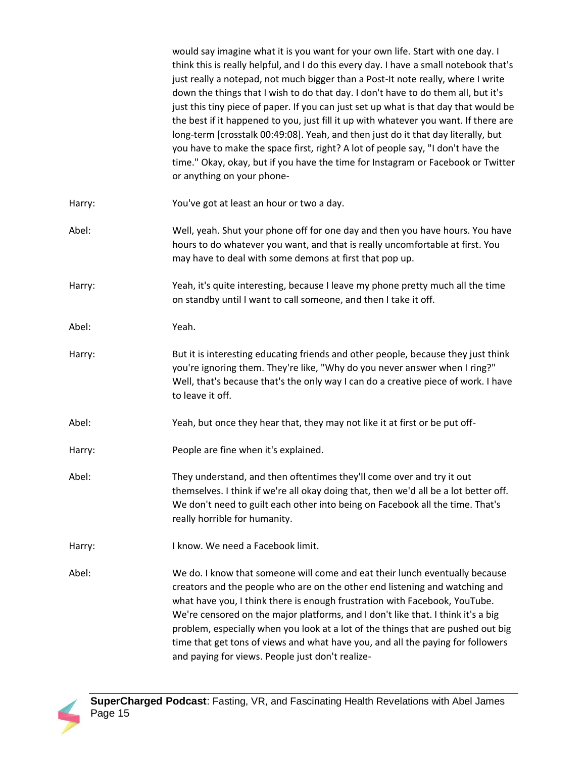would say imagine what it is you want for your own life. Start with one day. I think this is really helpful, and I do this every day. I have a small notebook that's just really a notepad, not much bigger than a Post-It note really, where I write down the things that I wish to do that day. I don't have to do them all, but it's just this tiny piece of paper. If you can just set up what is that day that would be the best if it happened to you, just fill it up with whatever you want. If there are long-term [crosstalk 00:49:08]. Yeah, and then just do it that day literally, but you have to make the space first, right? A lot of people say, "I don't have the time." Okay, okay, but if you have the time for Instagram or Facebook or Twitter or anything on your phone-

Harry: You've got at least an hour or two a day.

Abel: Well, yeah. Shut your phone off for one day and then you have hours. You have hours to do whatever you want, and that is really uncomfortable at first. You may have to deal with some demons at first that pop up.

Harry: Yeah, it's quite interesting, because I leave my phone pretty much all the time on standby until I want to call someone, and then I take it off.

Abel: Yeah.

Harry: But it is interesting educating friends and other people, because they just think you're ignoring them. They're like, "Why do you never answer when I ring?" Well, that's because that's the only way I can do a creative piece of work. I have to leave it off.

Abel: Yeah, but once they hear that, they may not like it at first or be put off-

Harry: People are fine when it's explained.

Abel: They understand, and then oftentimes they'll come over and try it out themselves. I think if we're all okay doing that, then we'd all be a lot better off. We don't need to guilt each other into being on Facebook all the time. That's really horrible for humanity.

Harry: I know. We need a Facebook limit.

Abel: We do. I know that someone will come and eat their lunch eventually because creators and the people who are on the other end listening and watching and what have you, I think there is enough frustration with Facebook, YouTube. We're censored on the major platforms, and I don't like that. I think it's a big problem, especially when you look at a lot of the things that are pushed out big time that get tons of views and what have you, and all the paying for followers and paying for views. People just don't realize-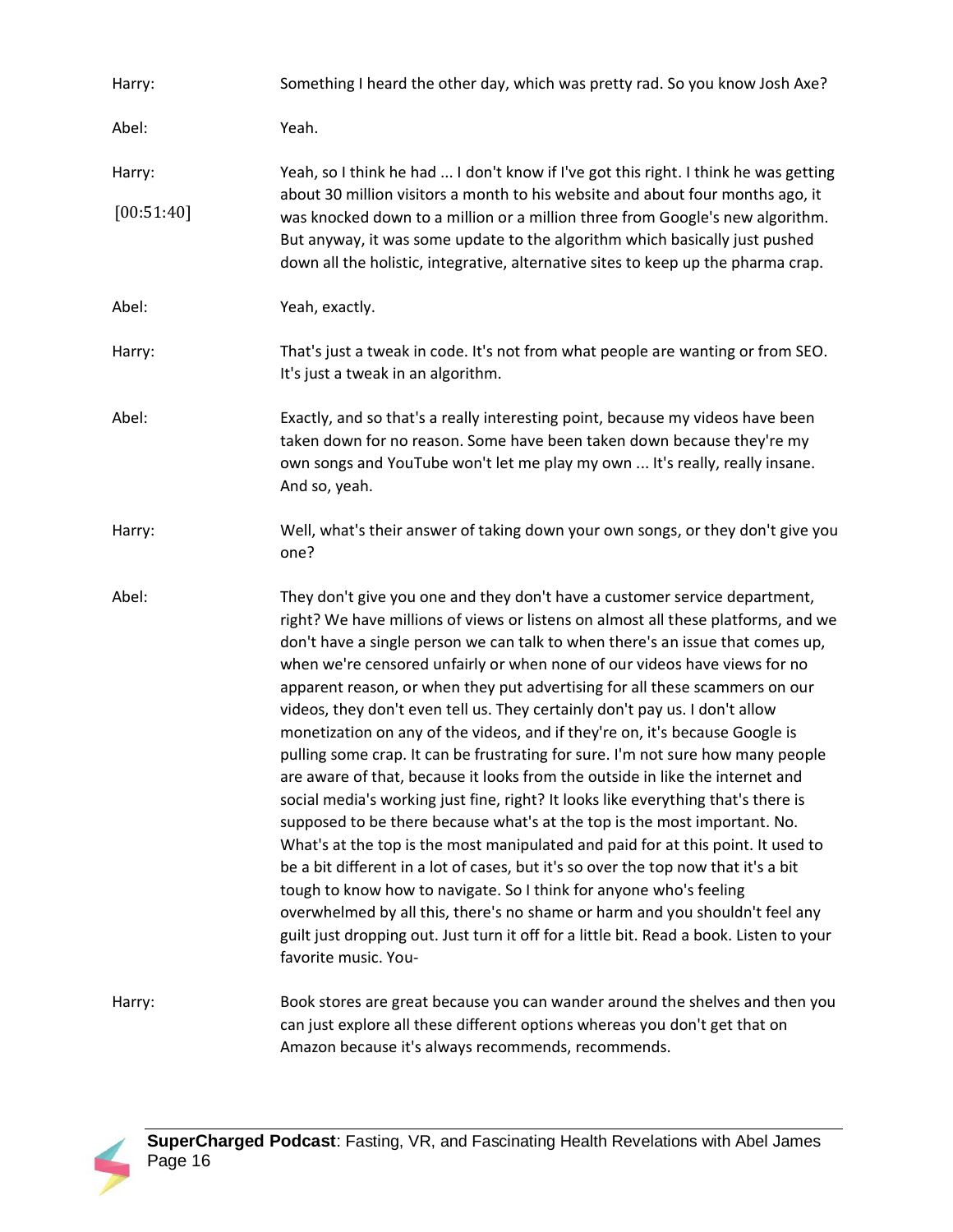**Harry:** Something I heard the other day, which was pretty rad. So you know Josh Axe?

**Abel:** Yeah.

**Harry:** [00:51:40] Yeah, so I think he had ... I don't know if I've got this right. I think he was getting about 30 million visitors a month to his website and about four months ago, it was knocked down to a million or a million three from Google's new algorithm. But anyway, it was some update to the algorithm which basically just pushed down all the holistic, integrative, alternative sites to keep up the pharma crap.

**Abel:** Yeah, exactly.

**Harry:** That's just a tweak in code. It's not from what people are wanting or from SEO. It's just a tweak in an algorithm.

**Abel:** Exactly, and so that's a really interesting point, because my videos have been taken down for no reason. Some have been taken down because they're my own songs and YouTube won't let me play my own ... It's really, really insane. And so, yeah.

**Harry:** Well, what's their answer of taking down your own songs, or they don't give you one?

**Abel:** They don't give you one and they don't have a customer service department, right? We have millions of views or listens on almost all these platforms, and we don't have a single person we can talk to when there's an issue that comes up, when we're censored unfairly or when none of our videos have views for no apparent reason, or when they put advertising for all these scammers on our videos, they don't even tell us. They certainly don't pay us. I don't allow monetization on any of the videos, and if they're on, it's because Google is pulling some crap. It can be frustrating for sure. I'm not sure how many people are aware of that, because it looks from the outside in like the internet and social media's working just fine, right? It looks like everything that's there is supposed to be there because what's at the top is the most important. No. What's at the top is the most manipulated and paid for at this point. It used to be a bit different in a lot of cases, but it's so over the top now that it's a bit tough to know how to navigate. So I think for anyone who's feeling overwhelmed by all this, there's no shame or harm and you shouldn't feel any guilt just dropping out. Just turn it off for a little bit. Read a book. Listen to your favorite music. You-

**Harry:** Book stores are great because you can wander around the shelves and then you can just explore all these different options whereas you don't get that on Amazon because it's always recommends, recommends.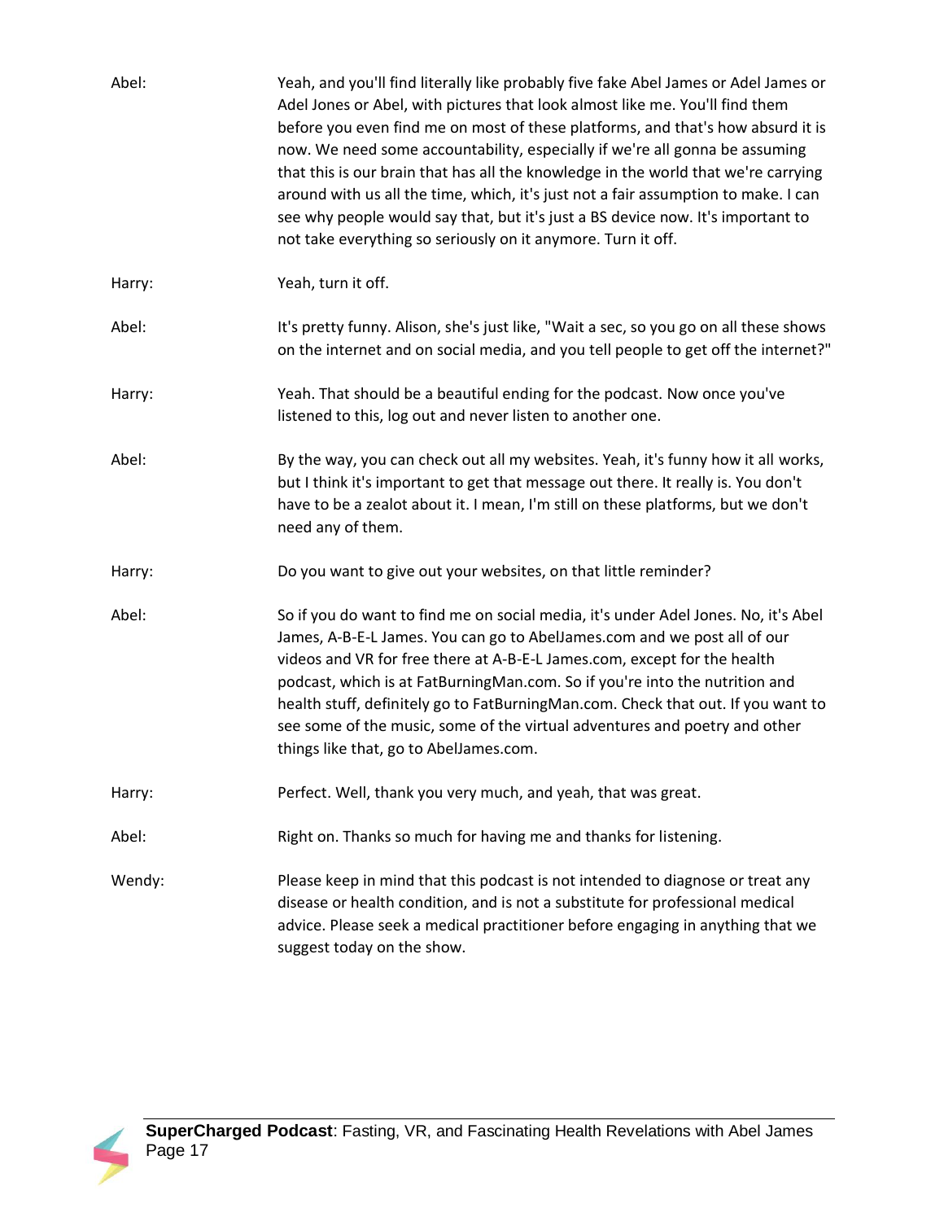Abel: Yeah, and you'll find literally like probably five fake Abel James or Adel James or Adel Jones or Abel, with pictures that look almost like me. You'll find them before you even find me on most of these platforms, and that's how absurd it is now. We need some accountability, especially if we're all gonna be assuming that this is our brain that has all the knowledge in the world that we're carrying around with us all the time, which, it's just not a fair assumption to make. I can see why people would say that, but it's just a BS device now. It's important to not take everything so seriously on it anymore. Turn it off.

Harry: Yeah, turn it off.

Abel: It's pretty funny. Alison, she's just like, "Wait a sec, so you go on all these shows on the internet and on social media, and you tell people to get off the internet?"

Harry: Yeah. That should be a beautiful ending for the podcast. Now once you've listened to this, log out and never listen to another one.

Abel: By the way, you can check out all my websites. Yeah, it's funny how it all works, but I think it's important to get that message out there. It really is. You don't have to be a zealot about it. I mean, I'm still on these platforms, but we don't need any of them.

Harry: Do you want to give out your websites, on that little reminder?

Abel: So if you do want to find me on social media, it's under Adel Jones. No, it's Abel James, A-B-E-L James. You can go to AbelJames.com and we post all of our videos and VR for free there at A-B-E-L James.com, except for the health podcast, which is at FatBurningMan.com. So if you're into the nutrition and health stuff, definitely go to FatBurningMan.com. Check that out. If you want to see some of the music, some of the virtual adventures and poetry and other things like that, go to AbelJames.com.

Harry: Perfect. Well, thank you very much, and yeah, that was great.

Abel: Right on. Thanks so much for having me and thanks for listening.

Wendy: Please keep in mind that this podcast is not intended to diagnose or treat any disease or health condition, and is not a substitute for professional medical advice. Please seek a medical practitioner before engaging in anything that we suggest today on the show.